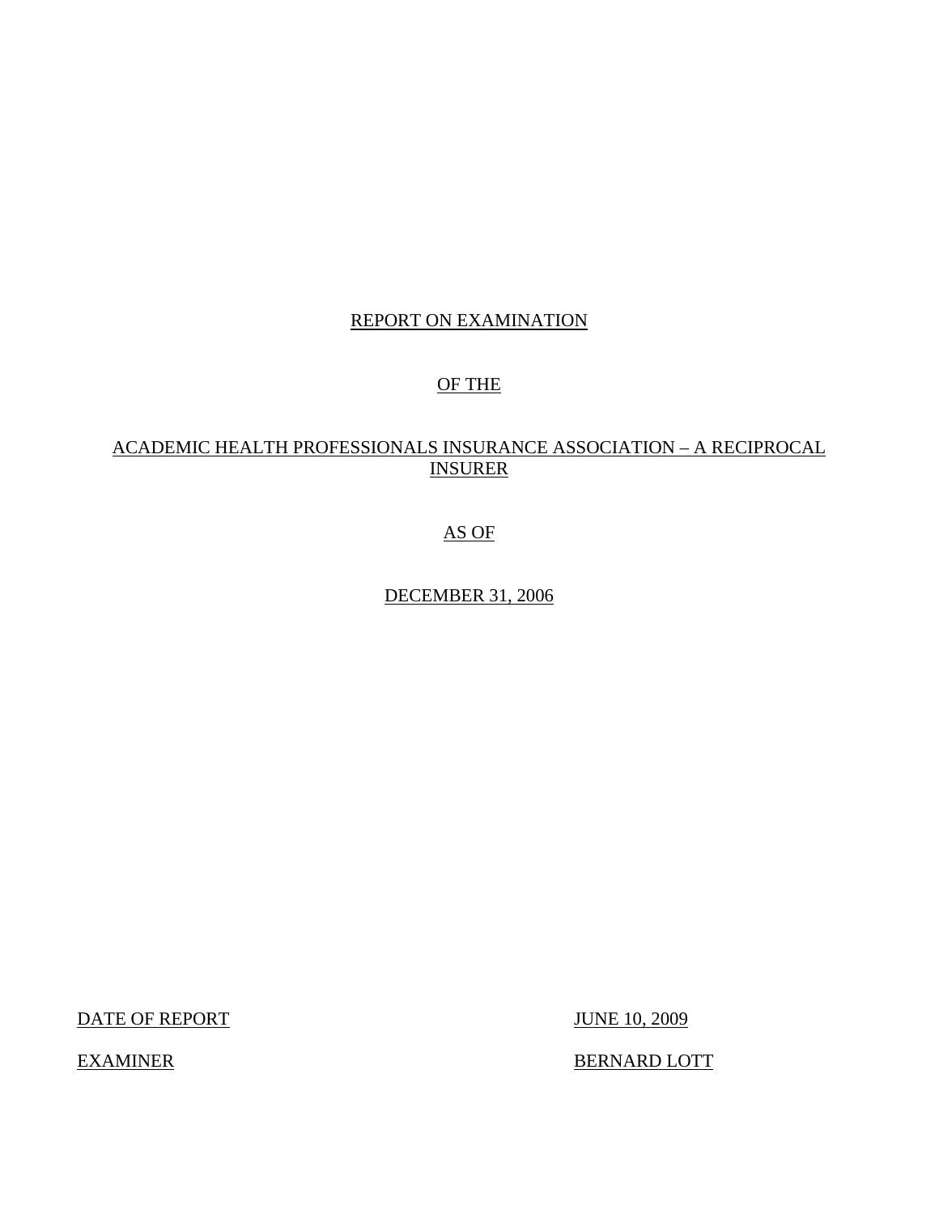# REPORT ON EXAMINATION

# OF THE

# ACADEMIC HEALTH PROFESSIONALS INSURANCE ASSOCIATION – A RECIPROCAL INSURER

# AS OF

# DECEMBER 31, 2006

| | |
|---|---|
| DATE OF REPORT | JUNE 10, 2009 |
| EXAMINER | BERNARD LOTT |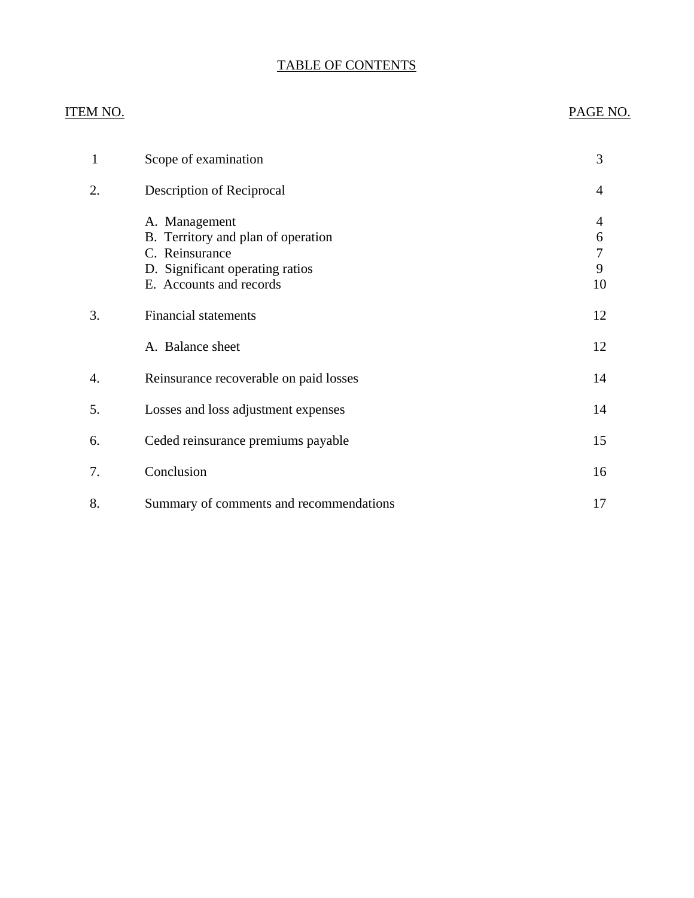# TABLE OF CONTENTS

| ITEM NO. | | PAGE NO. |
|---|---|---|
| 1 | Scope of examination | 3 |
| 2. | Description of Reciprocal | 4 |
| | A. Management | 4 |
| | B. Territory and plan of operation | 6 |
| | C. Reinsurance | 7 |
| | D. Significant operating ratios | 9 |
| | E. Accounts and records | 10 |
| 3. | Financial statements | 12 |
| | A. Balance sheet | 12 |
| 4. | Reinsurance recoverable on paid losses | 14 |
| 5. | Losses and loss adjustment expenses | 14 |
| 6. | Ceded reinsurance premiums payable | 15 |
| 7. | Conclusion | 16 |
| 8. | Summary of comments and recommendations | 17 |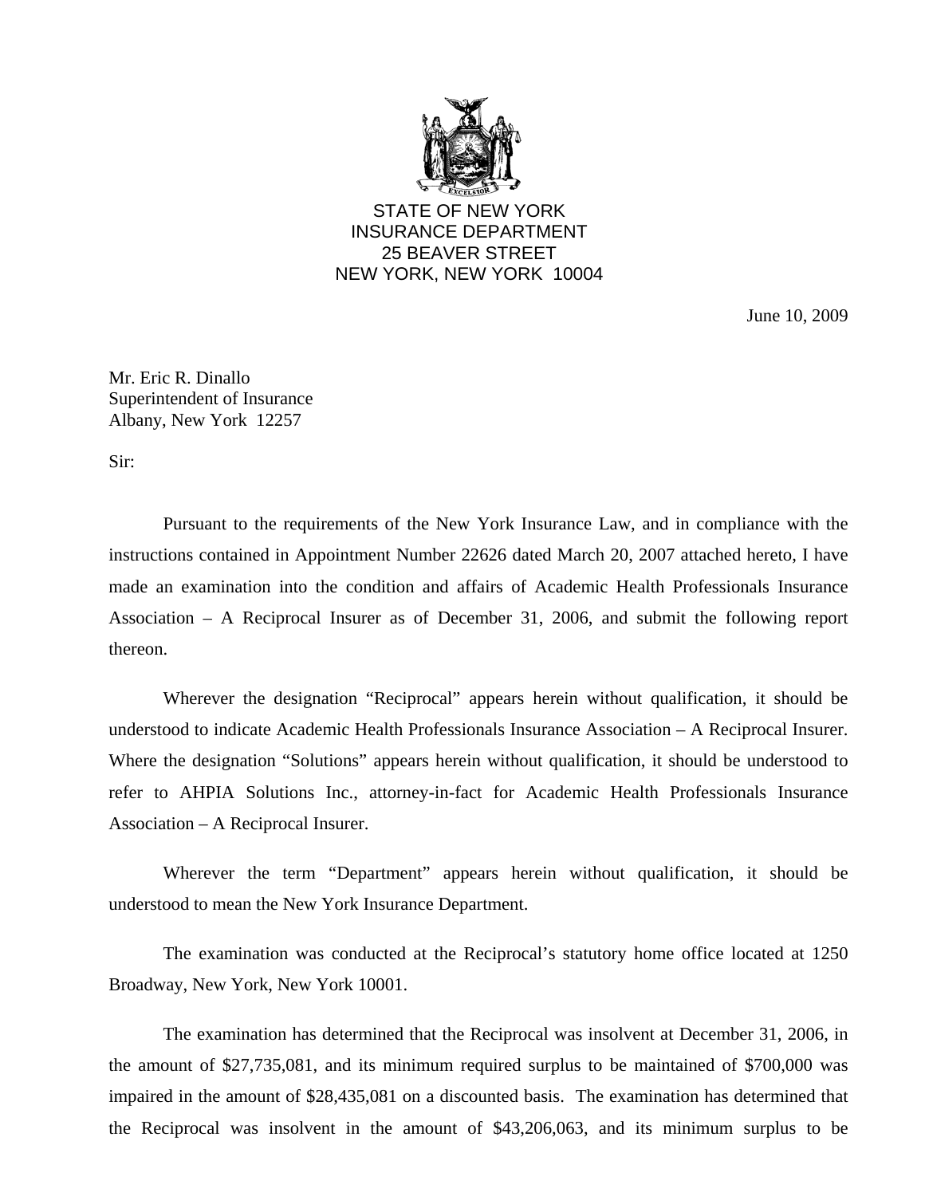STATE OF NEW YORK
INSURANCE DEPARTMENT
25 BEAVER STREET
NEW YORK, NEW YORK 10004

June 10, 2009

Mr. Eric R. Dinallo
Superintendent of Insurance
Albany, New York 12257

Sir:

Pursuant to the requirements of the New York Insurance Law, and in compliance with the instructions contained in Appointment Number 22626 dated March 20, 2007 attached hereto, I have made an examination into the condition and affairs of Academic Health Professionals Insurance Association – A Reciprocal Insurer as of December 31, 2006, and submit the following report thereon.

Wherever the designation "Reciprocal" appears herein without qualification, it should be understood to indicate Academic Health Professionals Insurance Association – A Reciprocal Insurer. Where the designation "Solutions" appears herein without qualification, it should be understood to refer to AHPIA Solutions Inc., attorney-in-fact for Academic Health Professionals Insurance Association – A Reciprocal Insurer.

Wherever the term "Department" appears herein without qualification, it should be understood to mean the New York Insurance Department.

The examination was conducted at the Reciprocal's statutory home office located at 1250 Broadway, New York, New York 10001.

The examination has determined that the Reciprocal was insolvent at December 31, 2006, in the amount of $27,735,081, and its minimum required surplus to be maintained of $700,000 was impaired in the amount of $28,435,081 on a discounted basis. The examination has determined that the Reciprocal was insolvent in the amount of $43,206,063, and its minimum surplus to be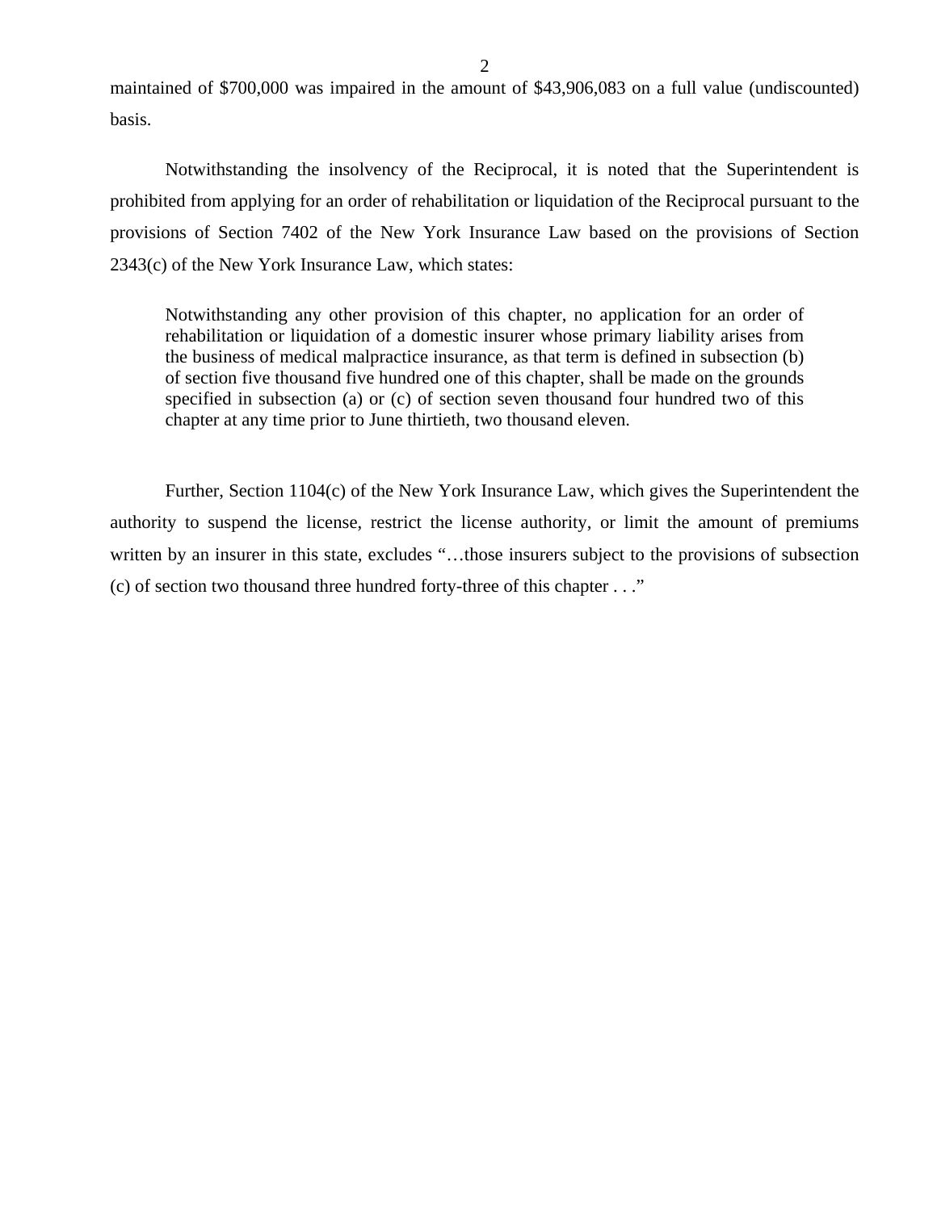maintained of $700,000 was impaired in the amount of $43,906,083 on a full value (undiscounted) basis.

Notwithstanding the insolvency of the Reciprocal, it is noted that the Superintendent is prohibited from applying for an order of rehabilitation or liquidation of the Reciprocal pursuant to the provisions of Section 7402 of the New York Insurance Law based on the provisions of Section 2343(c) of the New York Insurance Law, which states:

> Notwithstanding any other provision of this chapter, no application for an order of rehabilitation or liquidation of a domestic insurer whose primary liability arises from the business of medical malpractice insurance, as that term is defined in subsection (b) of section five thousand five hundred one of this chapter, shall be made on the grounds specified in subsection (a) or (c) of section seven thousand four hundred two of this chapter at any time prior to June thirtieth, two thousand eleven.

Further, Section 1104(c) of the New York Insurance Law, which gives the Superintendent the authority to suspend the license, restrict the license authority, or limit the amount of premiums written by an insurer in this state, excludes "…those insurers subject to the provisions of subsection (c) of section two thousand three hundred forty-three of this chapter . . ."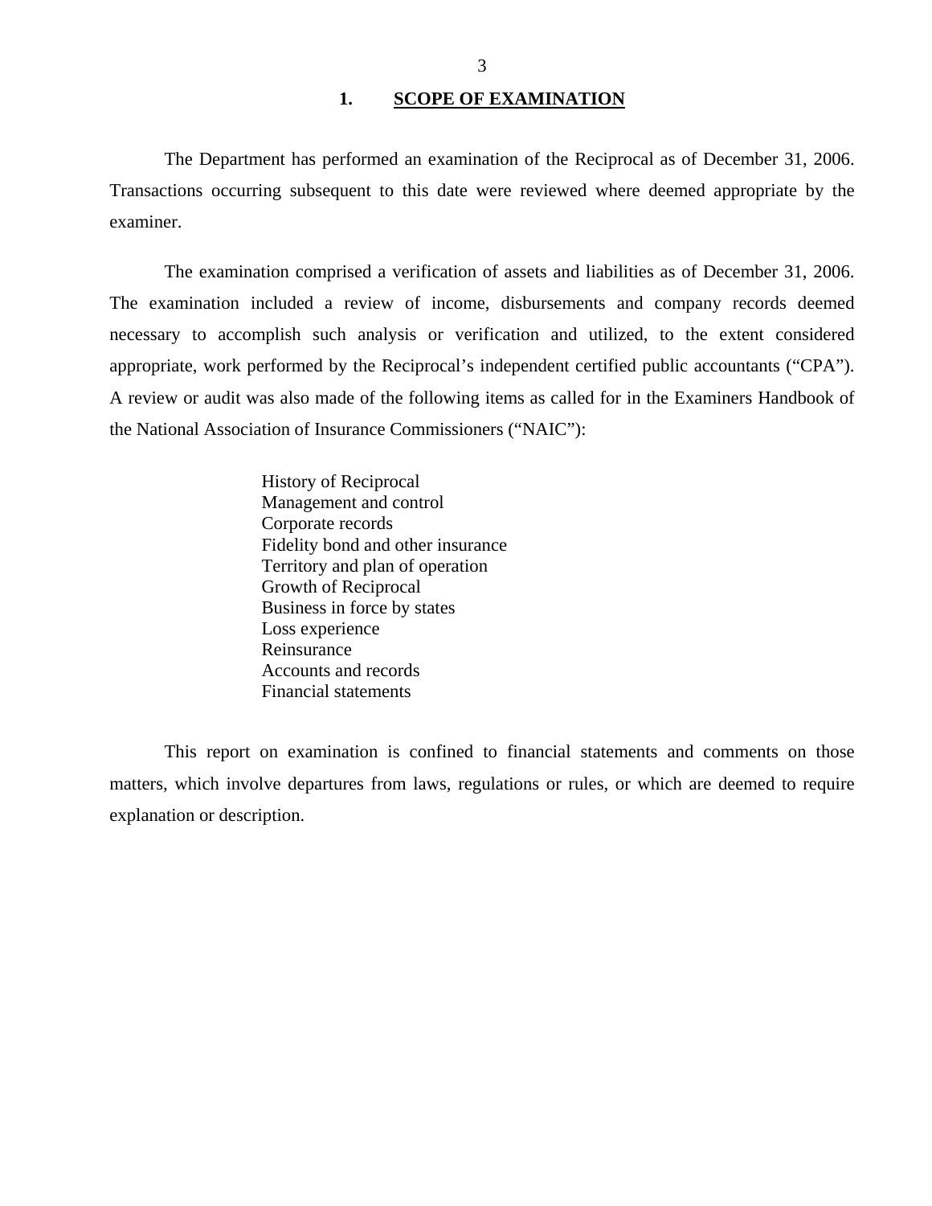## 1. SCOPE OF EXAMINATION

The Department has performed an examination of the Reciprocal as of December 31, 2006. Transactions occurring subsequent to this date were reviewed where deemed appropriate by the examiner.

The examination comprised a verification of assets and liabilities as of December 31, 2006. The examination included a review of income, disbursements and company records deemed necessary to accomplish such analysis or verification and utilized, to the extent considered appropriate, work performed by the Reciprocal's independent certified public accountants ("CPA"). A review or audit was also made of the following items as called for in the Examiners Handbook of the National Association of Insurance Commissioners ("NAIC"):

- History of Reciprocal
- Management and control
- Corporate records
- Fidelity bond and other insurance
- Territory and plan of operation
- Growth of Reciprocal
- Business in force by states
- Loss experience
- Reinsurance
- Accounts and records
- Financial statements

This report on examination is confined to financial statements and comments on those matters, which involve departures from laws, regulations or rules, or which are deemed to require explanation or description.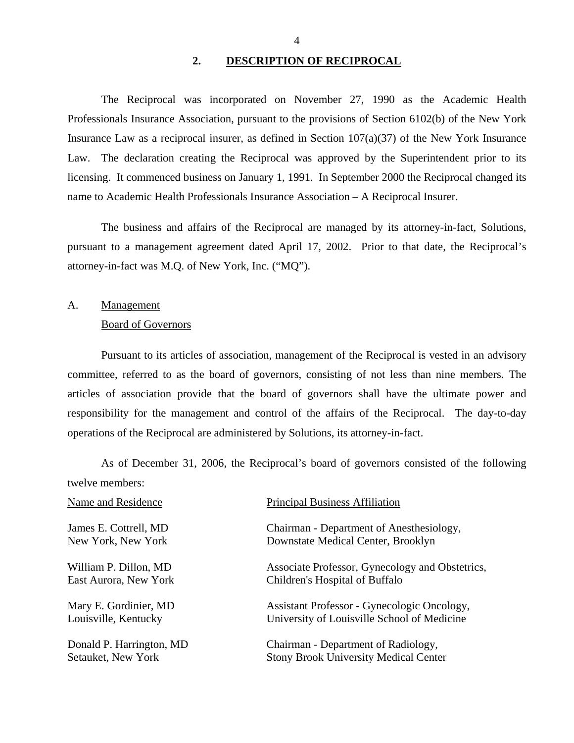## 2. DESCRIPTION OF RECIPROCAL

The Reciprocal was incorporated on November 27, 1990 as the Academic Health Professionals Insurance Association, pursuant to the provisions of Section 6102(b) of the New York Insurance Law as a reciprocal insurer, as defined in Section 107(a)(37) of the New York Insurance Law. The declaration creating the Reciprocal was approved by the Superintendent prior to its licensing. It commenced business on January 1, 1991. In September 2000 the Reciprocal changed its name to Academic Health Professionals Insurance Association – A Reciprocal Insurer.

The business and affairs of the Reciprocal are managed by its attorney-in-fact, Solutions, pursuant to a management agreement dated April 17, 2002. Prior to that date, the Reciprocal's attorney-in-fact was M.Q. of New York, Inc. ("MQ").

### A. Management

#### Board of Governors

Pursuant to its articles of association, management of the Reciprocal is vested in an advisory committee, referred to as the board of governors, consisting of not less than nine members. The articles of association provide that the board of governors shall have the ultimate power and responsibility for the management and control of the affairs of the Reciprocal. The day-to-day operations of the Reciprocal are administered by Solutions, its attorney-in-fact.

As of December 31, 2006, the Reciprocal's board of governors consisted of the following twelve members:

| Name and Residence | Principal Business Affiliation |
|---|---|
| James E. Cottrell, MD<br>New York, New York | Chairman - Department of Anesthesiology,<br>Downstate Medical Center, Brooklyn |
| William P. Dillon, MD<br>East Aurora, New York | Associate Professor, Gynecology and Obstetrics,<br>Children's Hospital of Buffalo |
| Mary E. Gordinier, MD<br>Louisville, Kentucky | Assistant Professor - Gynecologic Oncology,<br>University of Louisville School of Medicine |
| Donald P. Harrington, MD<br>Setauket, New York | Chairman - Department of Radiology,<br>Stony Brook University Medical Center |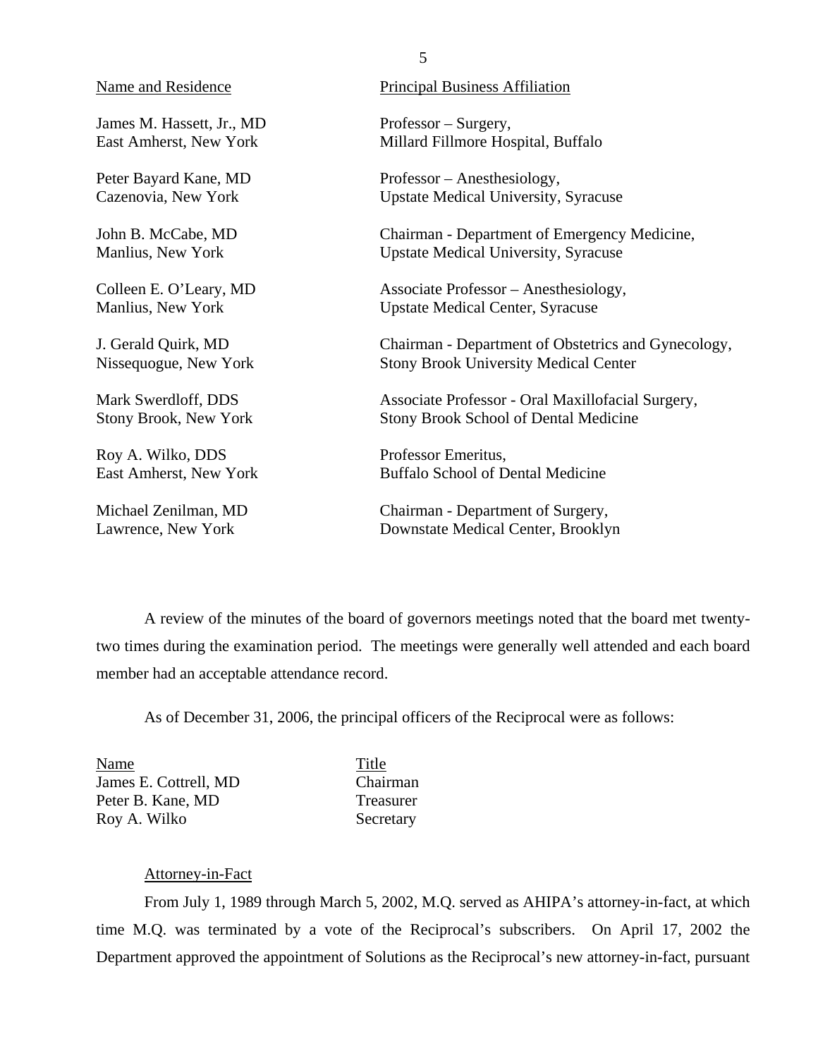| Name and Residence | Principal Business Affiliation |
|---|---|
| James M. Hassett, Jr., MD<br>East Amherst, New York | Professor – Surgery,<br>Millard Fillmore Hospital, Buffalo |
| Peter Bayard Kane, MD<br>Cazenovia, New York | Professor – Anesthesiology,<br>Upstate Medical University, Syracuse |
| John B. McCabe, MD<br>Manlius, New York | Chairman - Department of Emergency Medicine,<br>Upstate Medical University, Syracuse |
| Colleen E. O'Leary, MD<br>Manlius, New York | Associate Professor – Anesthesiology,<br>Upstate Medical Center, Syracuse |
| J. Gerald Quirk, MD<br>Nissequogue, New York | Chairman - Department of Obstetrics and Gynecology,<br>Stony Brook University Medical Center |
| Mark Swerdloff, DDS<br>Stony Brook, New York | Associate Professor - Oral Maxillofacial Surgery,<br>Stony Brook School of Dental Medicine |
| Roy A. Wilko, DDS<br>East Amherst, New York | Professor Emeritus,<br>Buffalo School of Dental Medicine |
| Michael Zenilman, MD<br>Lawrence, New York | Chairman - Department of Surgery,<br>Downstate Medical Center, Brooklyn |

A review of the minutes of the board of governors meetings noted that the board met twenty-two times during the examination period. The meetings were generally well attended and each board member had an acceptable attendance record.

As of December 31, 2006, the principal officers of the Reciprocal were as follows:

| Name | Title |
|---|---|
| James E. Cottrell, MD | Chairman |
| Peter B. Kane, MD | Treasurer |
| Roy A. Wilko | Secretary |

Attorney-in-Fact

From July 1, 1989 through March 5, 2002, M.Q. served as AHIPA's attorney-in-fact, at which time M.Q. was terminated by a vote of the Reciprocal's subscribers. On April 17, 2002 the Department approved the appointment of Solutions as the Reciprocal's new attorney-in-fact, pursuant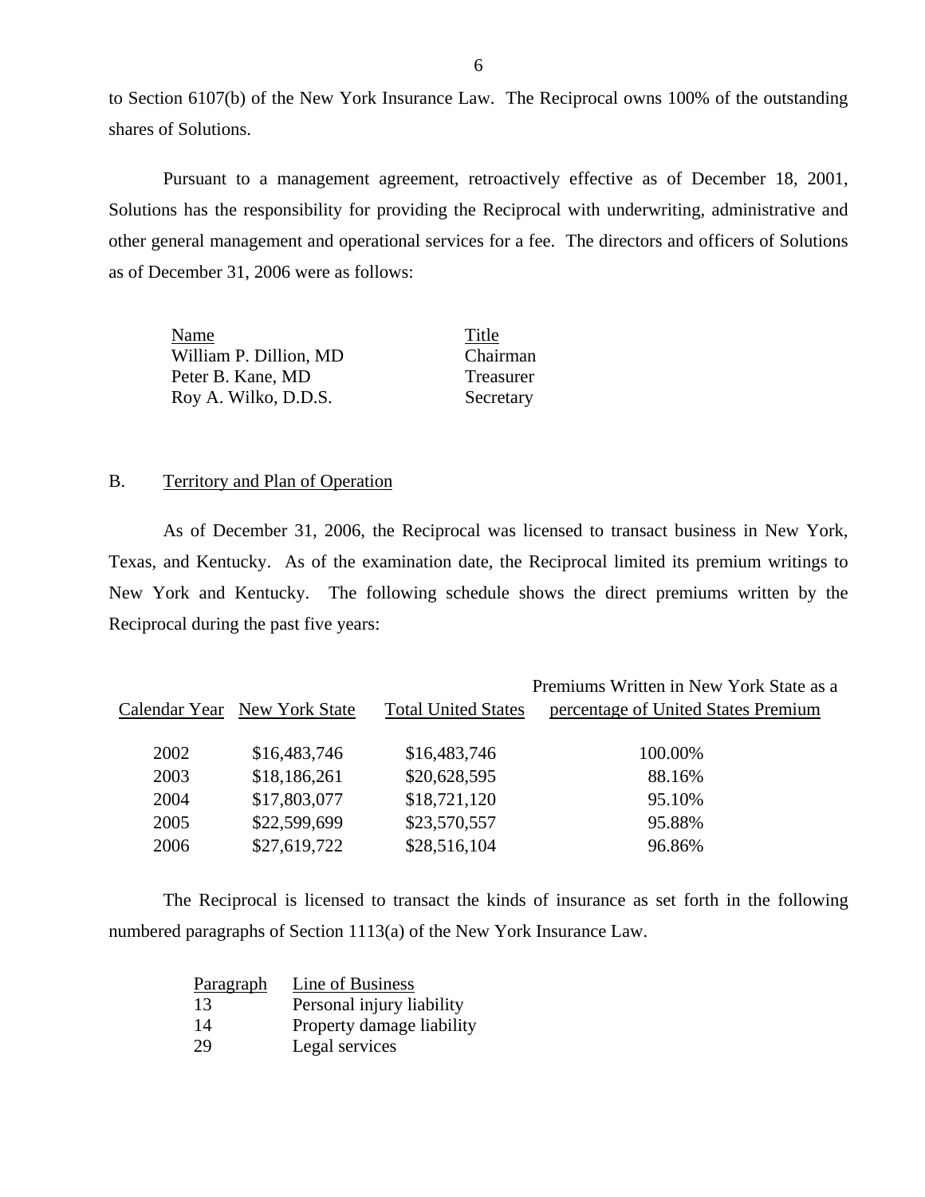to Section 6107(b) of the New York Insurance Law. The Reciprocal owns 100% of the outstanding shares of Solutions.

Pursuant to a management agreement, retroactively effective as of December 18, 2001, Solutions has the responsibility for providing the Reciprocal with underwriting, administrative and other general management and operational services for a fee. The directors and officers of Solutions as of December 31, 2006 were as follows:

| Name | Title |
|---|---|
| William P. Dillion, MD | Chairman |
| Peter B. Kane, MD | Treasurer |
| Roy A. Wilko, D.D.S. | Secretary |

B. Territory and Plan of Operation

As of December 31, 2006, the Reciprocal was licensed to transact business in New York, Texas, and Kentucky. As of the examination date, the Reciprocal limited its premium writings to New York and Kentucky. The following schedule shows the direct premiums written by the Reciprocal during the past five years:

| Calendar Year | New York State | Total United States | Premiums Written in New York State as a percentage of United States Premium |
|---|---|---|---|
| 2002 | $16,483,746 | $16,483,746 | 100.00% |
| 2003 | $18,186,261 | $20,628,595 | 88.16% |
| 2004 | $17,803,077 | $18,721,120 | 95.10% |
| 2005 | $22,599,699 | $23,570,557 | 95.88% |
| 2006 | $27,619,722 | $28,516,104 | 96.86% |

The Reciprocal is licensed to transact the kinds of insurance as set forth in the following numbered paragraphs of Section 1113(a) of the New York Insurance Law.

| Paragraph | Line of Business |
|---|---|
| 13 | Personal injury liability |
| 14 | Property damage liability |
| 29 | Legal services |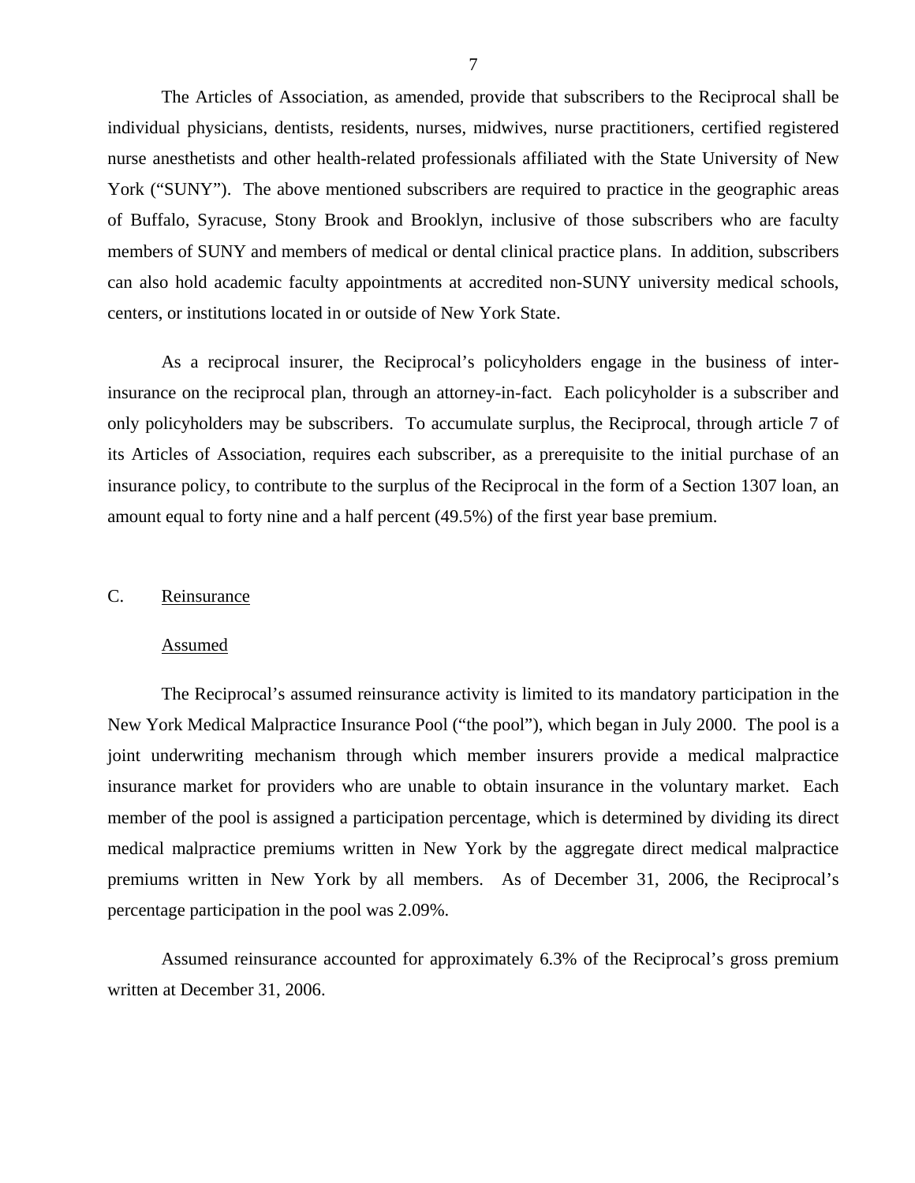The Articles of Association, as amended, provide that subscribers to the Reciprocal shall be individual physicians, dentists, residents, nurses, midwives, nurse practitioners, certified registered nurse anesthetists and other health-related professionals affiliated with the State University of New York ("SUNY"). The above mentioned subscribers are required to practice in the geographic areas of Buffalo, Syracuse, Stony Brook and Brooklyn, inclusive of those subscribers who are faculty members of SUNY and members of medical or dental clinical practice plans. In addition, subscribers can also hold academic faculty appointments at accredited non-SUNY university medical schools, centers, or institutions located in or outside of New York State.

As a reciprocal insurer, the Reciprocal's policyholders engage in the business of inter-insurance on the reciprocal plan, through an attorney-in-fact. Each policyholder is a subscriber and only policyholders may be subscribers. To accumulate surplus, the Reciprocal, through article 7 of its Articles of Association, requires each subscriber, as a prerequisite to the initial purchase of an insurance policy, to contribute to the surplus of the Reciprocal in the form of a Section 1307 loan, an amount equal to forty nine and a half percent (49.5%) of the first year base premium.

## C. Reinsurance

### Assumed

The Reciprocal's assumed reinsurance activity is limited to its mandatory participation in the New York Medical Malpractice Insurance Pool ("the pool"), which began in July 2000. The pool is a joint underwriting mechanism through which member insurers provide a medical malpractice insurance market for providers who are unable to obtain insurance in the voluntary market. Each member of the pool is assigned a participation percentage, which is determined by dividing its direct medical malpractice premiums written in New York by the aggregate direct medical malpractice premiums written in New York by all members. As of December 31, 2006, the Reciprocal's percentage participation in the pool was 2.09%.

Assumed reinsurance accounted for approximately 6.3% of the Reciprocal's gross premium written at December 31, 2006.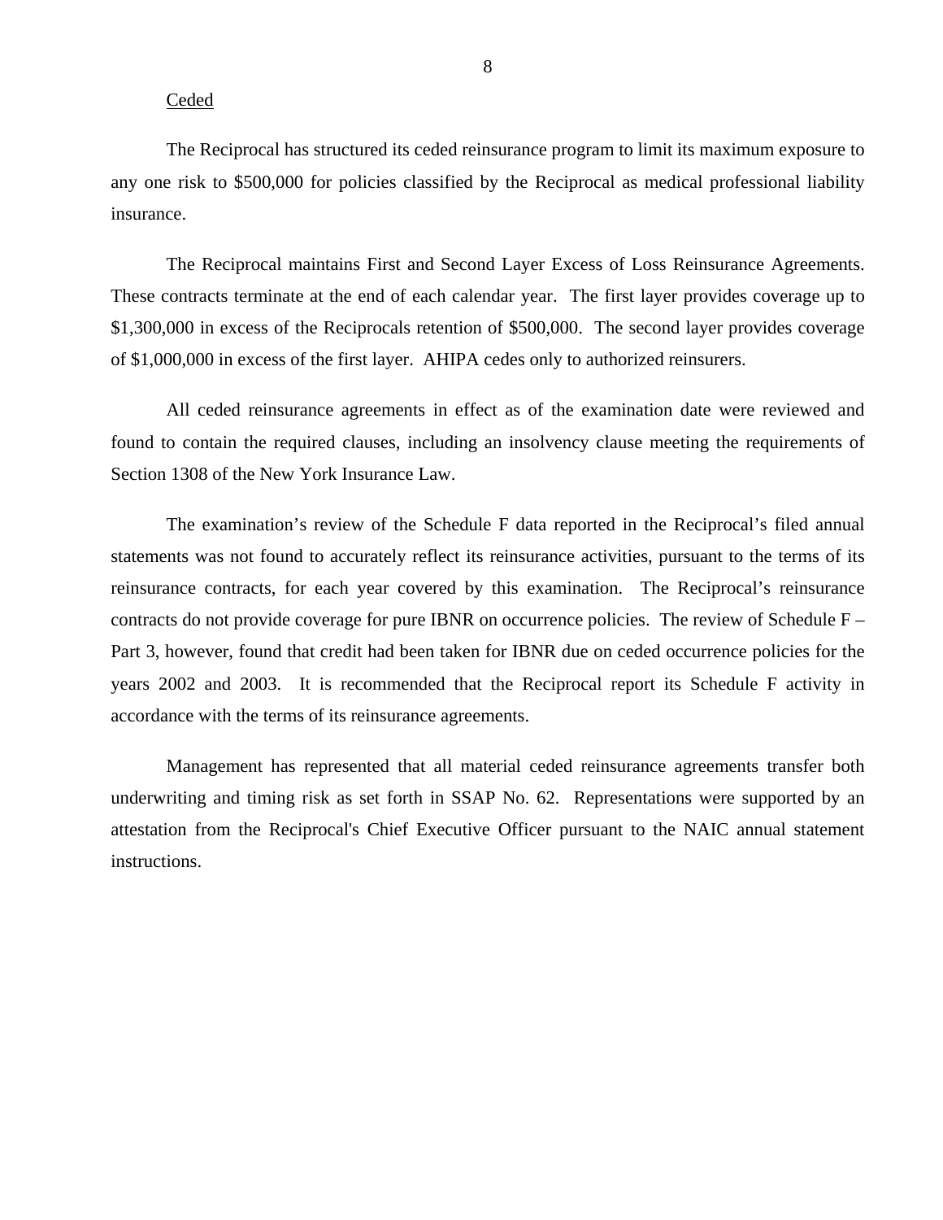Ceded

The Reciprocal has structured its ceded reinsurance program to limit its maximum exposure to any one risk to $500,000 for policies classified by the Reciprocal as medical professional liability insurance.

The Reciprocal maintains First and Second Layer Excess of Loss Reinsurance Agreements. These contracts terminate at the end of each calendar year. The first layer provides coverage up to $1,300,000 in excess of the Reciprocals retention of $500,000. The second layer provides coverage of $1,000,000 in excess of the first layer. AHIPA cedes only to authorized reinsurers.

All ceded reinsurance agreements in effect as of the examination date were reviewed and found to contain the required clauses, including an insolvency clause meeting the requirements of Section 1308 of the New York Insurance Law.

The examination's review of the Schedule F data reported in the Reciprocal's filed annual statements was not found to accurately reflect its reinsurance activities, pursuant to the terms of its reinsurance contracts, for each year covered by this examination. The Reciprocal's reinsurance contracts do not provide coverage for pure IBNR on occurrence policies. The review of Schedule F – Part 3, however, found that credit had been taken for IBNR due on ceded occurrence policies for the years 2002 and 2003. It is recommended that the Reciprocal report its Schedule F activity in accordance with the terms of its reinsurance agreements.

Management has represented that all material ceded reinsurance agreements transfer both underwriting and timing risk as set forth in SSAP No. 62. Representations were supported by an attestation from the Reciprocal's Chief Executive Officer pursuant to the NAIC annual statement instructions.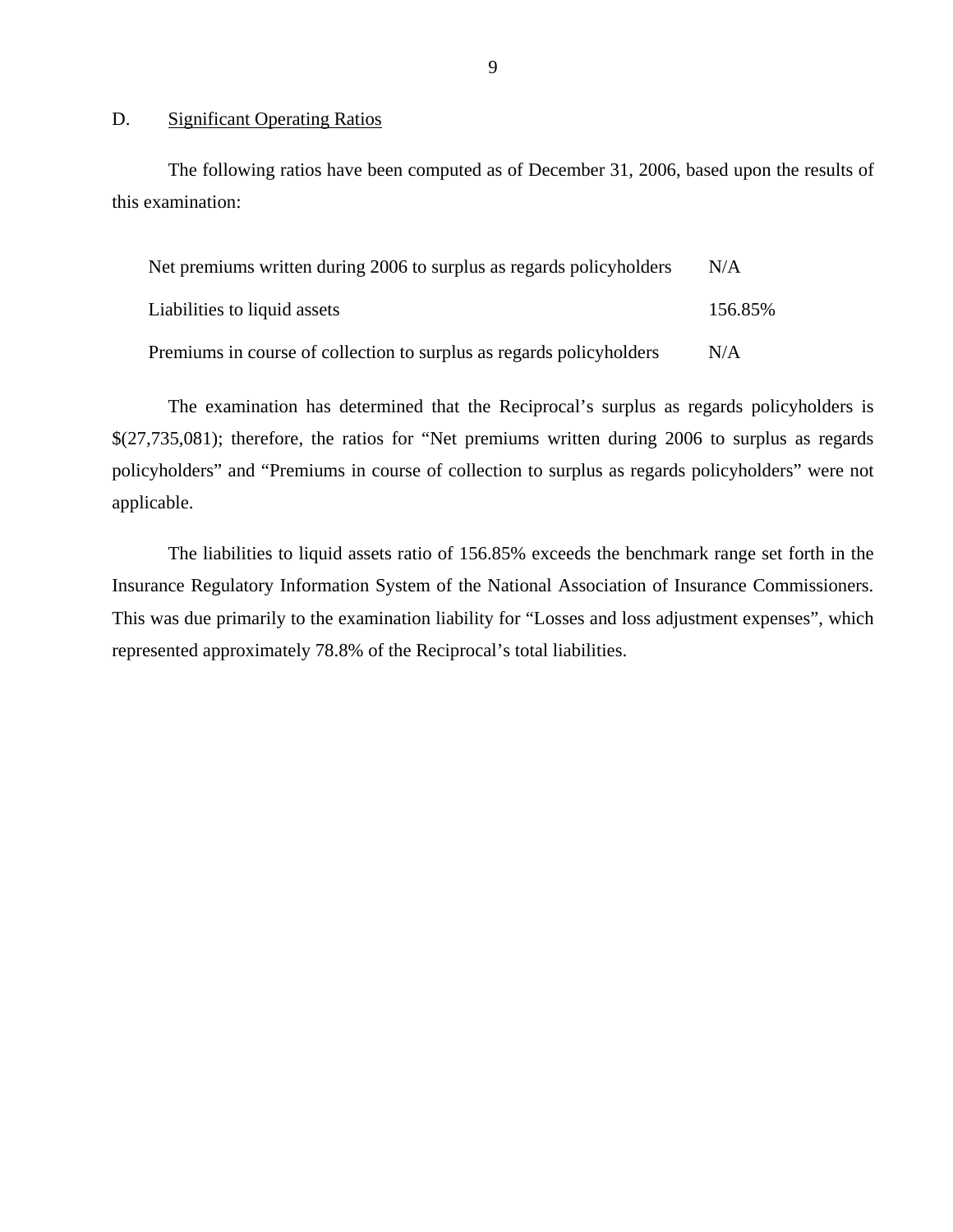## D. Significant Operating Ratios

The following ratios have been computed as of December 31, 2006, based upon the results of this examination:

| | |
|---|---|
| Net premiums written during 2006 to surplus as regards policyholders | N/A |
| Liabilities to liquid assets | 156.85% |
| Premiums in course of collection to surplus as regards policyholders | N/A |

The examination has determined that the Reciprocal's surplus as regards policyholders is $(27,735,081); therefore, the ratios for "Net premiums written during 2006 to surplus as regards policyholders" and "Premiums in course of collection to surplus as regards policyholders" were not applicable.

The liabilities to liquid assets ratio of 156.85% exceeds the benchmark range set forth in the Insurance Regulatory Information System of the National Association of Insurance Commissioners. This was due primarily to the examination liability for "Losses and loss adjustment expenses", which represented approximately 78.8% of the Reciprocal's total liabilities.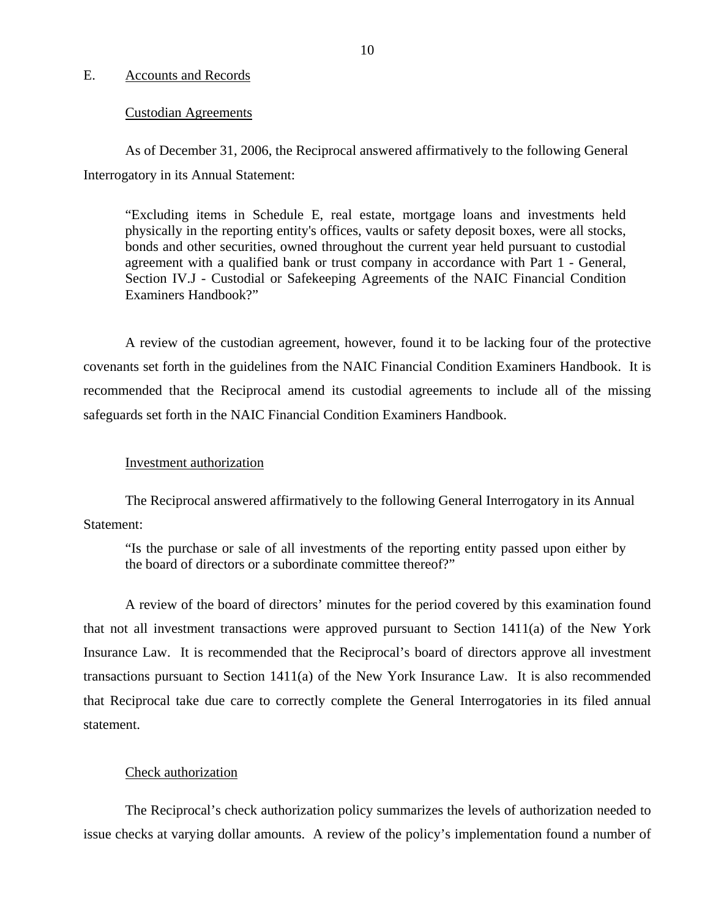E. Accounts and Records

Custodian Agreements

As of December 31, 2006, the Reciprocal answered affirmatively to the following General Interrogatory in its Annual Statement:

> "Excluding items in Schedule E, real estate, mortgage loans and investments held physically in the reporting entity's offices, vaults or safety deposit boxes, were all stocks, bonds and other securities, owned throughout the current year held pursuant to custodial agreement with a qualified bank or trust company in accordance with Part 1 - General, Section IV.J - Custodial or Safekeeping Agreements of the NAIC Financial Condition Examiners Handbook?"

A review of the custodian agreement, however, found it to be lacking four of the protective covenants set forth in the guidelines from the NAIC Financial Condition Examiners Handbook. It is recommended that the Reciprocal amend its custodial agreements to include all of the missing safeguards set forth in the NAIC Financial Condition Examiners Handbook.

Investment authorization

The Reciprocal answered affirmatively to the following General Interrogatory in its Annual Statement:

> "Is the purchase or sale of all investments of the reporting entity passed upon either by the board of directors or a subordinate committee thereof?"

A review of the board of directors' minutes for the period covered by this examination found that not all investment transactions were approved pursuant to Section 1411(a) of the New York Insurance Law. It is recommended that the Reciprocal's board of directors approve all investment transactions pursuant to Section 1411(a) of the New York Insurance Law. It is also recommended that Reciprocal take due care to correctly complete the General Interrogatories in its filed annual statement.

Check authorization

The Reciprocal's check authorization policy summarizes the levels of authorization needed to issue checks at varying dollar amounts. A review of the policy's implementation found a number of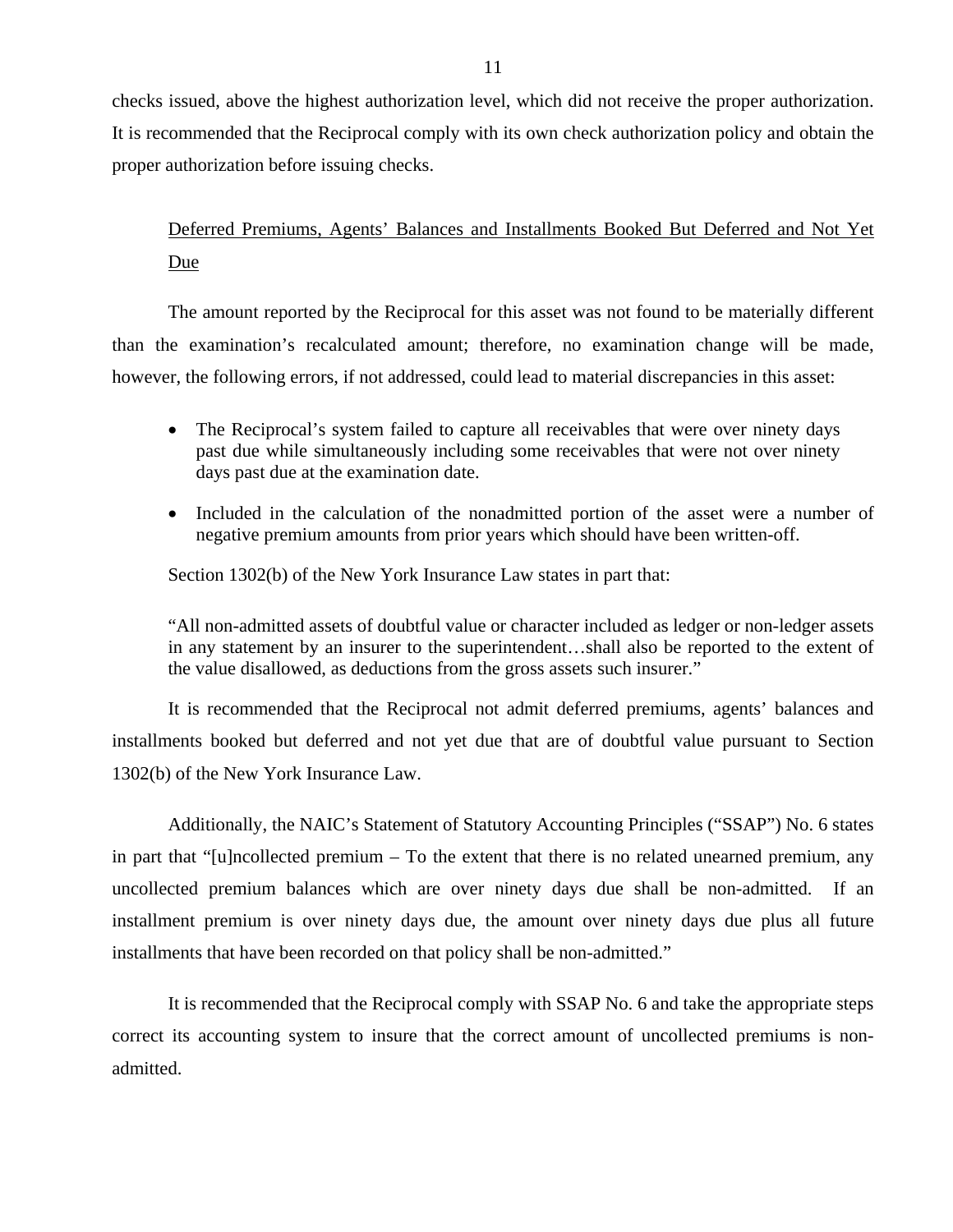checks issued, above the highest authorization level, which did not receive the proper authorization. It is recommended that the Reciprocal comply with its own check authorization policy and obtain the proper authorization before issuing checks.

<u>Deferred Premiums, Agents' Balances and Installments Booked But Deferred and Not Yet Due</u>

The amount reported by the Reciprocal for this asset was not found to be materially different than the examination's recalculated amount; therefore, no examination change will be made, however, the following errors, if not addressed, could lead to material discrepancies in this asset:

- The Reciprocal's system failed to capture all receivables that were over ninety days past due while simultaneously including some receivables that were not over ninety days past due at the examination date.
- Included in the calculation of the nonadmitted portion of the asset were a number of negative premium amounts from prior years which should have been written-off.

Section 1302(b) of the New York Insurance Law states in part that:

"All non-admitted assets of doubtful value or character included as ledger or non-ledger assets in any statement by an insurer to the superintendent…shall also be reported to the extent of the value disallowed, as deductions from the gross assets such insurer."

It is recommended that the Reciprocal not admit deferred premiums, agents' balances and installments booked but deferred and not yet due that are of doubtful value pursuant to Section 1302(b) of the New York Insurance Law.

Additionally, the NAIC's Statement of Statutory Accounting Principles ("SSAP") No. 6 states in part that "[u]ncollected premium – To the extent that there is no related unearned premium, any uncollected premium balances which are over ninety days due shall be non-admitted. If an installment premium is over ninety days due, the amount over ninety days due plus all future installments that have been recorded on that policy shall be non-admitted."

It is recommended that the Reciprocal comply with SSAP No. 6 and take the appropriate steps correct its accounting system to insure that the correct amount of uncollected premiums is non-admitted.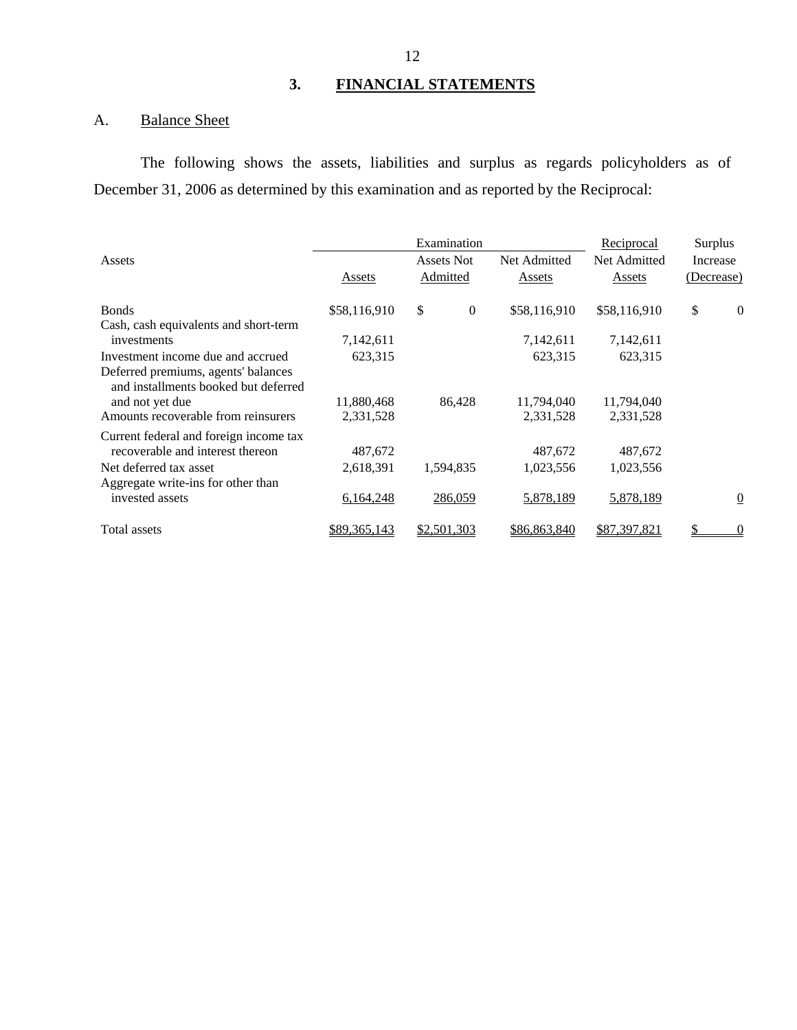## 3. FINANCIAL STATEMENTS

### A. Balance Sheet

The following shows the assets, liabilities and surplus as regards policyholders as of December 31, 2006 as determined by this examination and as reported by the Reciprocal:

| Assets | Examination | | | Reciprocal | Surplus |
|---|---|---|---|---|---|
| | Assets | Assets Not Admitted | Net Admitted Assets | Net Admitted Assets | Increase (Decrease) |
| Bonds | $58,116,910 | $ 0 | $58,116,910 | $58,116,910 | $ 0 |
| Cash, cash equivalents and short-term investments | 7,142,611 | | 7,142,611 | 7,142,611 | |
| Investment income due and accrued | 623,315 | | 623,315 | 623,315 | |
| Deferred premiums, agents' balances and installments booked but deferred and not yet due | 11,880,468 | 86,428 | 11,794,040 | 11,794,040 | |
| Amounts recoverable from reinsurers | 2,331,528 | | 2,331,528 | 2,331,528 | |
| Current federal and foreign income tax recoverable and interest thereon | 487,672 | | 487,672 | 487,672 | |
| Net deferred tax asset | 2,618,391 | 1,594,835 | 1,023,556 | 1,023,556 | |
| Aggregate write-ins for other than invested assets | 6,164,248 | 286,059 | 5,878,189 | 5,878,189 | 0 |
| Total assets | $89,365,143 | $2,501,303 | $86,863,840 | $87,397,821 | $ 0 |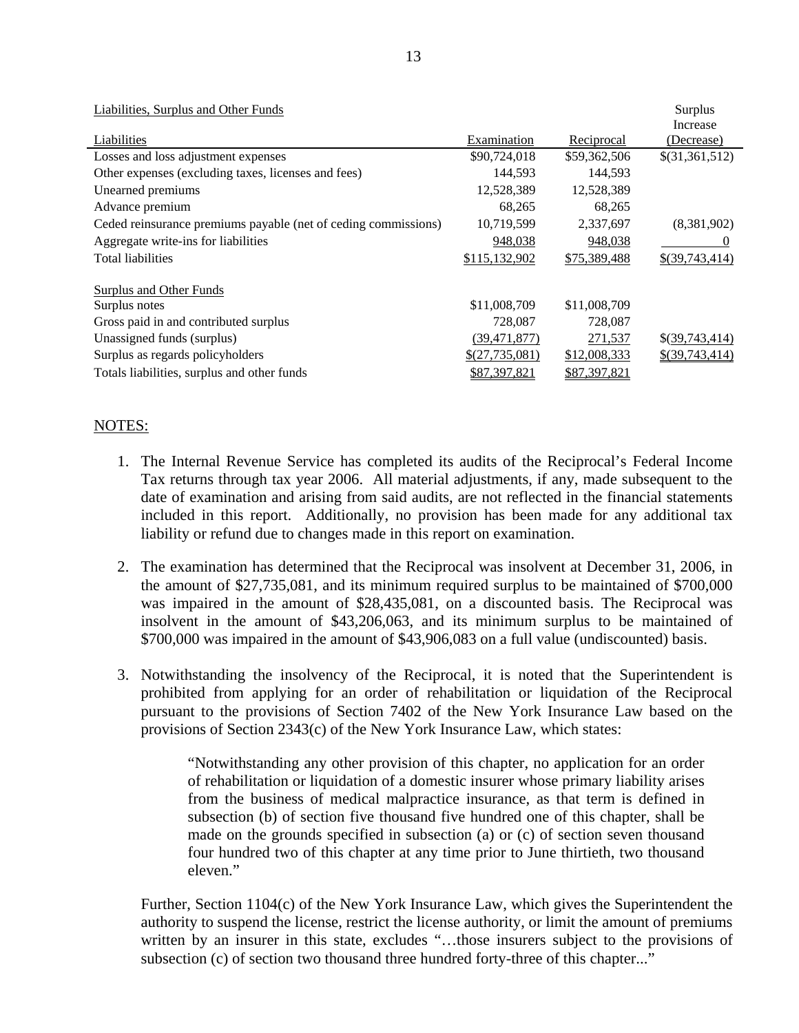| Liabilities, Surplus and Other Funds | | | Surplus |
|---|---|---|---|
| Liabilities | Examination | Reciprocal | Increase (Decrease) |
| Losses and loss adjustment expenses | $90,724,018 | $59,362,506 | $(31,361,512) |
| Other expenses (excluding taxes, licenses and fees) | 144,593 | 144,593 | |
| Unearned premiums | 12,528,389 | 12,528,389 | |
| Advance premium | 68,265 | 68,265 | |
| Ceded reinsurance premiums payable (net of ceding commissions) | 10,719,599 | 2,337,697 | (8,381,902) |
| Aggregate write-ins for liabilities | 948,038 | 948,038 | 0 |
| Total liabilities | $115,132,902 | $75,389,488 | $(39,743,414) |
| | | | |
| Surplus and Other Funds | | | |
| Surplus notes | $11,008,709 | $11,008,709 | |
| Gross paid in and contributed surplus | 728,087 | 728,087 | |
| Unassigned funds (surplus) | (39,471,877) | 271,537 | $(39,743,414) |
| Surplus as regards policyholders | $(27,735,081) | $12,008,333 | $(39,743,414) |
| Totals liabilities, surplus and other funds | $87,397,821 | $87,397,821 | |

NOTES:

1. The Internal Revenue Service has completed its audits of the Reciprocal's Federal Income Tax returns through tax year 2006. All material adjustments, if any, made subsequent to the date of examination and arising from said audits, are not reflected in the financial statements included in this report. Additionally, no provision has been made for any additional tax liability or refund due to changes made in this report on examination.

2. The examination has determined that the Reciprocal was insolvent at December 31, 2006, in the amount of $27,735,081, and its minimum required surplus to be maintained of $700,000 was impaired in the amount of $28,435,081, on a discounted basis. The Reciprocal was insolvent in the amount of $43,206,063, and its minimum surplus to be maintained of $700,000 was impaired in the amount of $43,906,083 on a full value (undiscounted) basis.

3. Notwithstanding the insolvency of the Reciprocal, it is noted that the Superintendent is prohibited from applying for an order of rehabilitation or liquidation of the Reciprocal pursuant to the provisions of Section 7402 of the New York Insurance Law based on the provisions of Section 2343(c) of the New York Insurance Law, which states:

   > "Notwithstanding any other provision of this chapter, no application for an order of rehabilitation or liquidation of a domestic insurer whose primary liability arises from the business of medical malpractice insurance, as that term is defined in subsection (b) of section five thousand five hundred one of this chapter, shall be made on the grounds specified in subsection (a) or (c) of section seven thousand four hundred two of this chapter at any time prior to June thirtieth, two thousand eleven."

   Further, Section 1104(c) of the New York Insurance Law, which gives the Superintendent the authority to suspend the license, restrict the license authority, or limit the amount of premiums written by an insurer in this state, excludes "…those insurers subject to the provisions of subsection (c) of section two thousand three hundred forty-three of this chapter..."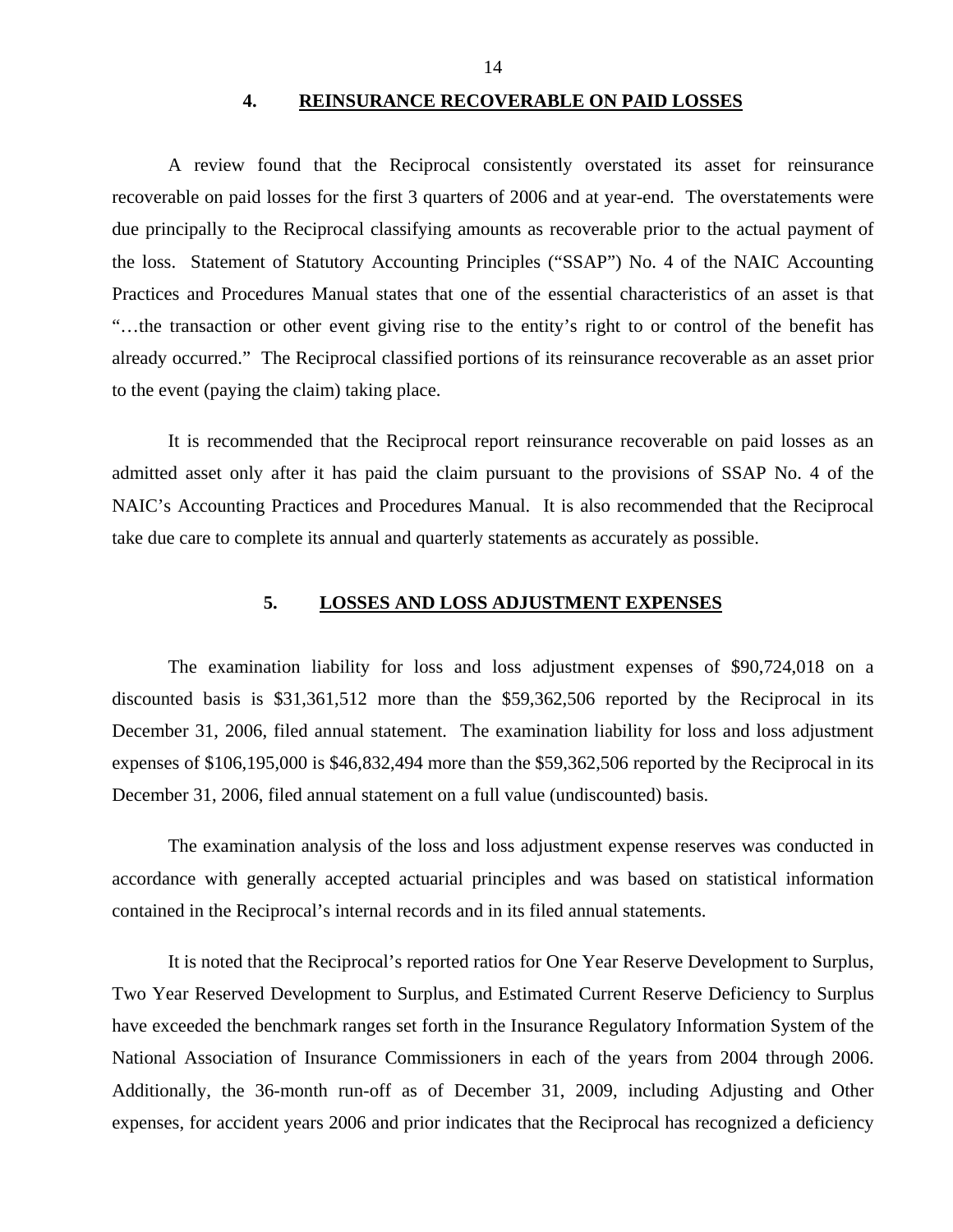## 4. REINSURANCE RECOVERABLE ON PAID LOSSES

A review found that the Reciprocal consistently overstated its asset for reinsurance recoverable on paid losses for the first 3 quarters of 2006 and at year-end. The overstatements were due principally to the Reciprocal classifying amounts as recoverable prior to the actual payment of the loss. Statement of Statutory Accounting Principles ("SSAP") No. 4 of the NAIC Accounting Practices and Procedures Manual states that one of the essential characteristics of an asset is that "…the transaction or other event giving rise to the entity's right to or control of the benefit has already occurred." The Reciprocal classified portions of its reinsurance recoverable as an asset prior to the event (paying the claim) taking place.

It is recommended that the Reciprocal report reinsurance recoverable on paid losses as an admitted asset only after it has paid the claim pursuant to the provisions of SSAP No. 4 of the NAIC's Accounting Practices and Procedures Manual. It is also recommended that the Reciprocal take due care to complete its annual and quarterly statements as accurately as possible.

## 5. LOSSES AND LOSS ADJUSTMENT EXPENSES

The examination liability for loss and loss adjustment expenses of $90,724,018 on a discounted basis is $31,361,512 more than the $59,362,506 reported by the Reciprocal in its December 31, 2006, filed annual statement. The examination liability for loss and loss adjustment expenses of $106,195,000 is $46,832,494 more than the $59,362,506 reported by the Reciprocal in its December 31, 2006, filed annual statement on a full value (undiscounted) basis.

The examination analysis of the loss and loss adjustment expense reserves was conducted in accordance with generally accepted actuarial principles and was based on statistical information contained in the Reciprocal's internal records and in its filed annual statements.

It is noted that the Reciprocal's reported ratios for One Year Reserve Development to Surplus, Two Year Reserved Development to Surplus, and Estimated Current Reserve Deficiency to Surplus have exceeded the benchmark ranges set forth in the Insurance Regulatory Information System of the National Association of Insurance Commissioners in each of the years from 2004 through 2006. Additionally, the 36-month run-off as of December 31, 2009, including Adjusting and Other expenses, for accident years 2006 and prior indicates that the Reciprocal has recognized a deficiency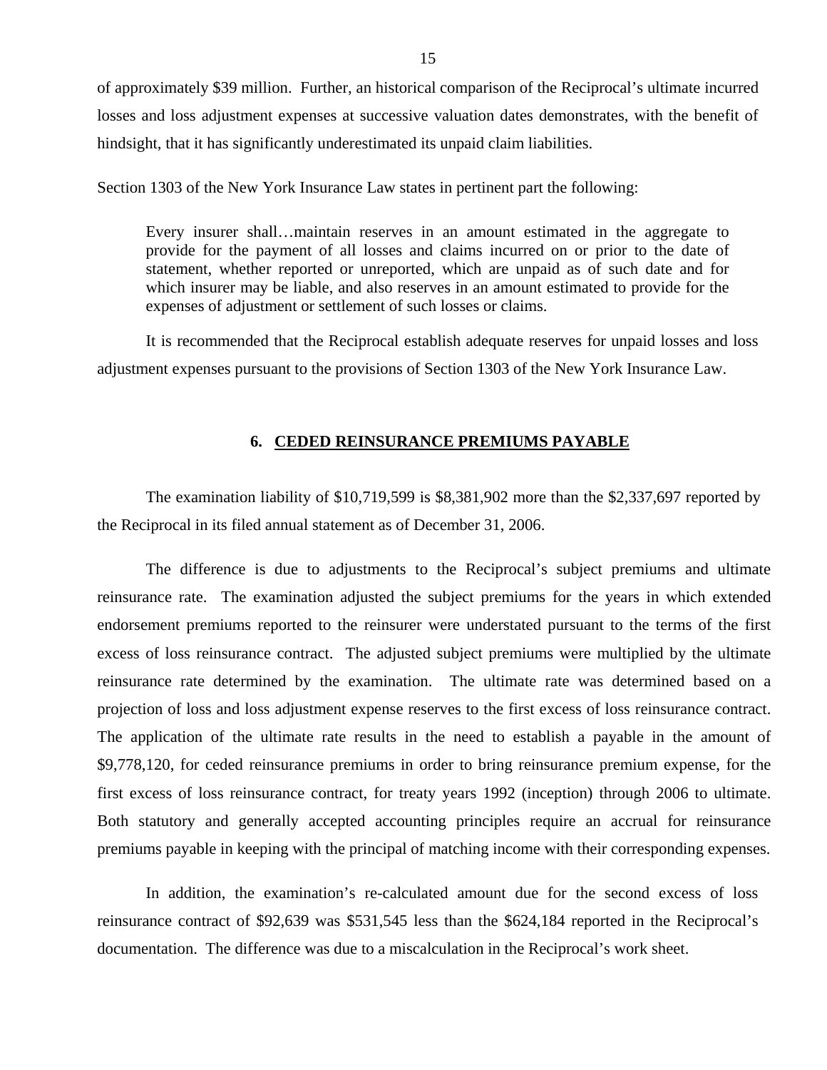of approximately $39 million. Further, an historical comparison of the Reciprocal's ultimate incurred losses and loss adjustment expenses at successive valuation dates demonstrates, with the benefit of hindsight, that it has significantly underestimated its unpaid claim liabilities.

Section 1303 of the New York Insurance Law states in pertinent part the following:

> Every insurer shall…maintain reserves in an amount estimated in the aggregate to provide for the payment of all losses and claims incurred on or prior to the date of statement, whether reported or unreported, which are unpaid as of such date and for which insurer may be liable, and also reserves in an amount estimated to provide for the expenses of adjustment or settlement of such losses or claims.

It is recommended that the Reciprocal establish adequate reserves for unpaid losses and loss adjustment expenses pursuant to the provisions of Section 1303 of the New York Insurance Law.

## 6. CEDED REINSURANCE PREMIUMS PAYABLE

The examination liability of $10,719,599 is $8,381,902 more than the $2,337,697 reported by the Reciprocal in its filed annual statement as of December 31, 2006.

The difference is due to adjustments to the Reciprocal's subject premiums and ultimate reinsurance rate. The examination adjusted the subject premiums for the years in which extended endorsement premiums reported to the reinsurer were understated pursuant to the terms of the first excess of loss reinsurance contract. The adjusted subject premiums were multiplied by the ultimate reinsurance rate determined by the examination. The ultimate rate was determined based on a projection of loss and loss adjustment expense reserves to the first excess of loss reinsurance contract. The application of the ultimate rate results in the need to establish a payable in the amount of $9,778,120, for ceded reinsurance premiums in order to bring reinsurance premium expense, for the first excess of loss reinsurance contract, for treaty years 1992 (inception) through 2006 to ultimate. Both statutory and generally accepted accounting principles require an accrual for reinsurance premiums payable in keeping with the principal of matching income with their corresponding expenses.

In addition, the examination's re-calculated amount due for the second excess of loss reinsurance contract of $92,639 was $531,545 less than the $624,184 reported in the Reciprocal's documentation. The difference was due to a miscalculation in the Reciprocal's work sheet.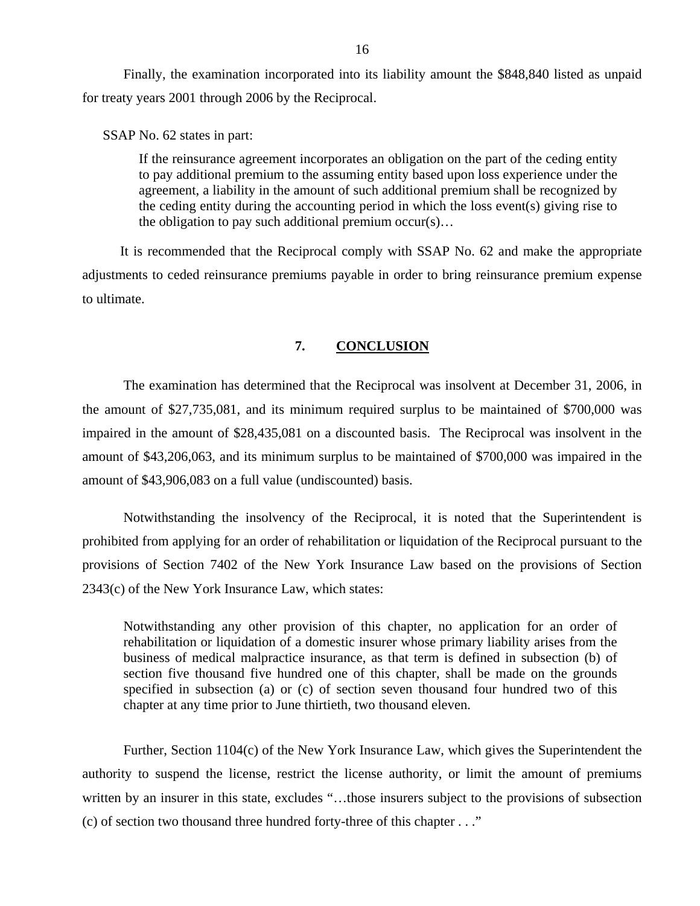Finally, the examination incorporated into its liability amount the $848,840 listed as unpaid for treaty years 2001 through 2006 by the Reciprocal.

SSAP No. 62 states in part:

> If the reinsurance agreement incorporates an obligation on the part of the ceding entity to pay additional premium to the assuming entity based upon loss experience under the agreement, a liability in the amount of such additional premium shall be recognized by the ceding entity during the accounting period in which the loss event(s) giving rise to the obligation to pay such additional premium occur(s)…

It is recommended that the Reciprocal comply with SSAP No. 62 and make the appropriate adjustments to ceded reinsurance premiums payable in order to bring reinsurance premium expense to ultimate.

## 7. **CONCLUSION**

The examination has determined that the Reciprocal was insolvent at December 31, 2006, in the amount of $27,735,081, and its minimum required surplus to be maintained of $700,000 was impaired in the amount of $28,435,081 on a discounted basis. The Reciprocal was insolvent in the amount of $43,206,063, and its minimum surplus to be maintained of $700,000 was impaired in the amount of $43,906,083 on a full value (undiscounted) basis.

Notwithstanding the insolvency of the Reciprocal, it is noted that the Superintendent is prohibited from applying for an order of rehabilitation or liquidation of the Reciprocal pursuant to the provisions of Section 7402 of the New York Insurance Law based on the provisions of Section 2343(c) of the New York Insurance Law, which states:

> Notwithstanding any other provision of this chapter, no application for an order of rehabilitation or liquidation of a domestic insurer whose primary liability arises from the business of medical malpractice insurance, as that term is defined in subsection (b) of section five thousand five hundred one of this chapter, shall be made on the grounds specified in subsection (a) or (c) of section seven thousand four hundred two of this chapter at any time prior to June thirtieth, two thousand eleven.

Further, Section 1104(c) of the New York Insurance Law, which gives the Superintendent the authority to suspend the license, restrict the license authority, or limit the amount of premiums written by an insurer in this state, excludes "…those insurers subject to the provisions of subsection (c) of section two thousand three hundred forty-three of this chapter . . ."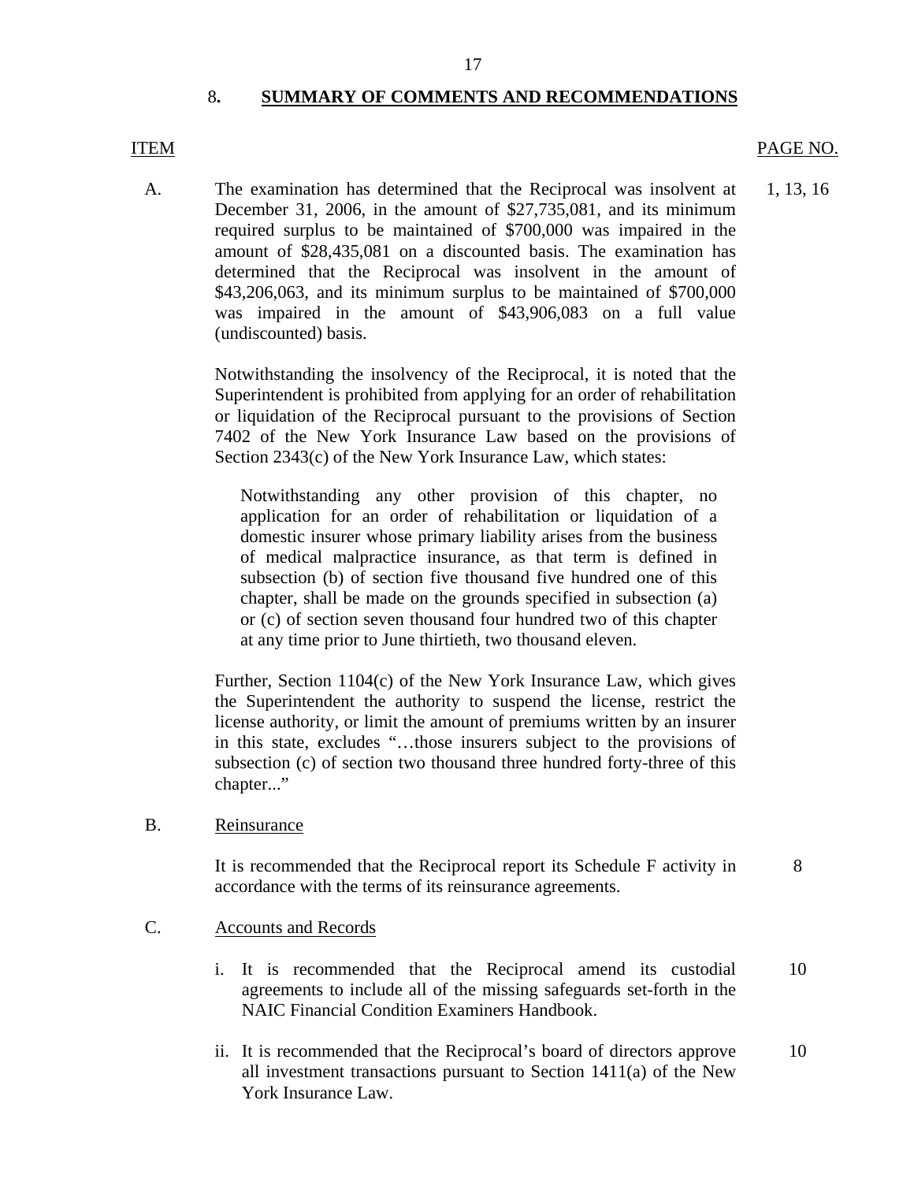## 8. SUMMARY OF COMMENTS AND RECOMMENDATIONS

| ITEM | | PAGE NO. |
|---|---|---|
| A. | The examination has determined that the Reciprocal was insolvent at December 31, 2006, in the amount of $27,735,081, and its minimum required surplus to be maintained of $700,000 was impaired in the amount of $28,435,081 on a discounted basis. The examination has determined that the Reciprocal was insolvent in the amount of $43,206,063, and its minimum surplus to be maintained of $700,000 was impaired in the amount of $43,906,083 on a full value (undiscounted) basis. | 1, 13, 16 |

Notwithstanding the insolvency of the Reciprocal, it is noted that the Superintendent is prohibited from applying for an order of rehabilitation or liquidation of the Reciprocal pursuant to the provisions of Section 7402 of the New York Insurance Law based on the provisions of Section 2343(c) of the New York Insurance Law, which states:

> Notwithstanding any other provision of this chapter, no application for an order of rehabilitation or liquidation of a domestic insurer whose primary liability arises from the business of medical malpractice insurance, as that term is defined in subsection (b) of section five thousand five hundred one of this chapter, shall be made on the grounds specified in subsection (a) or (c) of section seven thousand four hundred two of this chapter at any time prior to June thirtieth, two thousand eleven.

Further, Section 1104(c) of the New York Insurance Law, which gives the Superintendent the authority to suspend the license, restrict the license authority, or limit the amount of premiums written by an insurer in this state, excludes "…those insurers subject to the provisions of subsection (c) of section two thousand three hundred forty-three of this chapter..."

| | | |
|---|---|---|
| B. | Reinsurance | |
| | It is recommended that the Reciprocal report its Schedule F activity in accordance with the terms of its reinsurance agreements. | 8 |
| C. | Accounts and Records | |
| | i. It is recommended that the Reciprocal amend its custodial agreements to include all of the missing safeguards set-forth in the NAIC Financial Condition Examiners Handbook. | 10 |
| | ii. It is recommended that the Reciprocal's board of directors approve all investment transactions pursuant to Section 1411(a) of the New York Insurance Law. | 10 |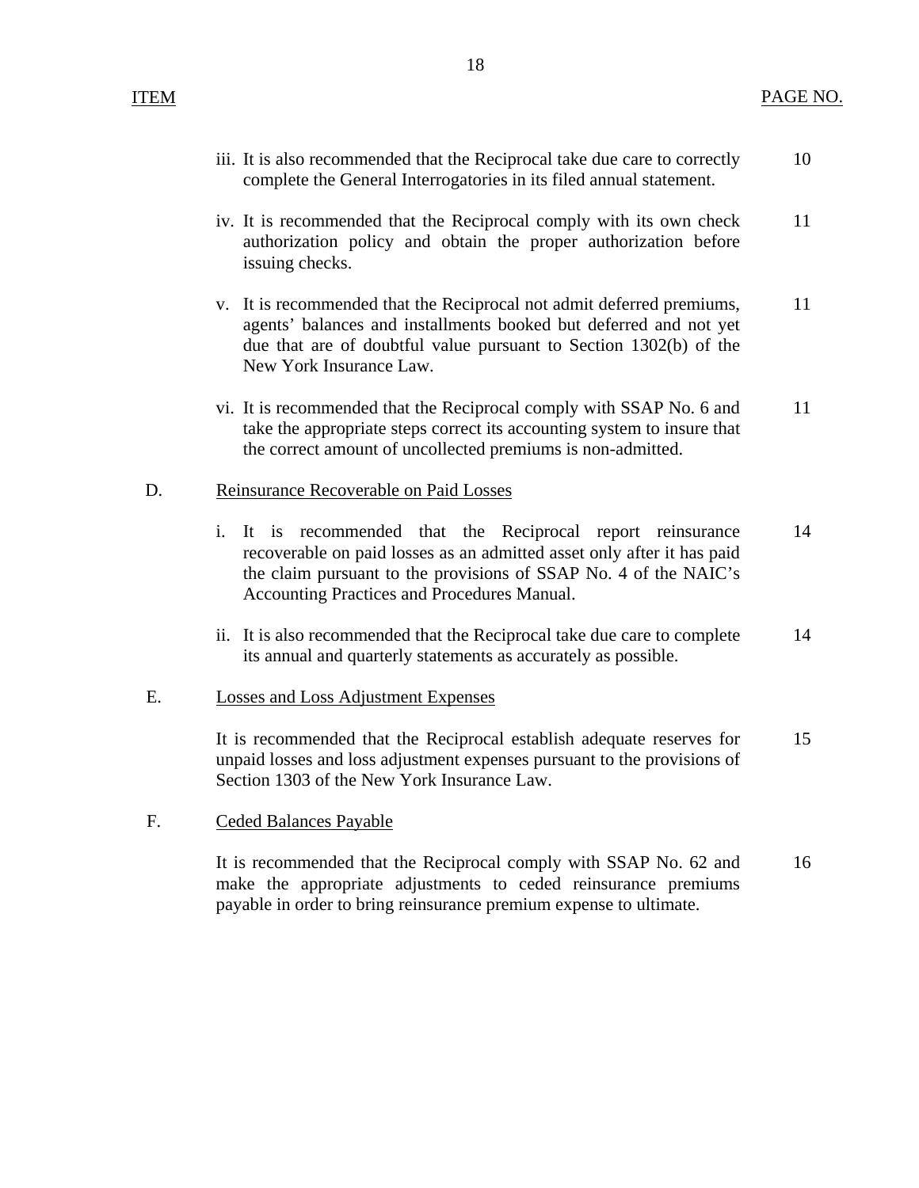| ITEM | | PAGE NO. |
|---|---|---|
| | iii. It is also recommended that the Reciprocal take due care to correctly complete the General Interrogatories in its filed annual statement. | 10 |
| | iv. It is recommended that the Reciprocal comply with its own check authorization policy and obtain the proper authorization before issuing checks. | 11 |
| | v. It is recommended that the Reciprocal not admit deferred premiums, agents' balances and installments booked but deferred and not yet due that are of doubtful value pursuant to Section 1302(b) of the New York Insurance Law. | 11 |
| | vi. It is recommended that the Reciprocal comply with SSAP No. 6 and take the appropriate steps correct its accounting system to insure that the correct amount of uncollected premiums is non-admitted. | 11 |
| D. | <u>Reinsurance Recoverable on Paid Losses</u> | |
| | i. It is recommended that the Reciprocal report reinsurance recoverable on paid losses as an admitted asset only after it has paid the claim pursuant to the provisions of SSAP No. 4 of the NAIC's Accounting Practices and Procedures Manual. | 14 |
| | ii. It is also recommended that the Reciprocal take due care to complete its annual and quarterly statements as accurately as possible. | 14 |
| E. | <u>Losses and Loss Adjustment Expenses</u> | |
| | It is recommended that the Reciprocal establish adequate reserves for unpaid losses and loss adjustment expenses pursuant to the provisions of Section 1303 of the New York Insurance Law. | 15 |
| F. | <u>Ceded Balances Payable</u> | |
| | It is recommended that the Reciprocal comply with SSAP No. 62 and make the appropriate adjustments to ceded reinsurance premiums payable in order to bring reinsurance premium expense to ultimate. | 16 |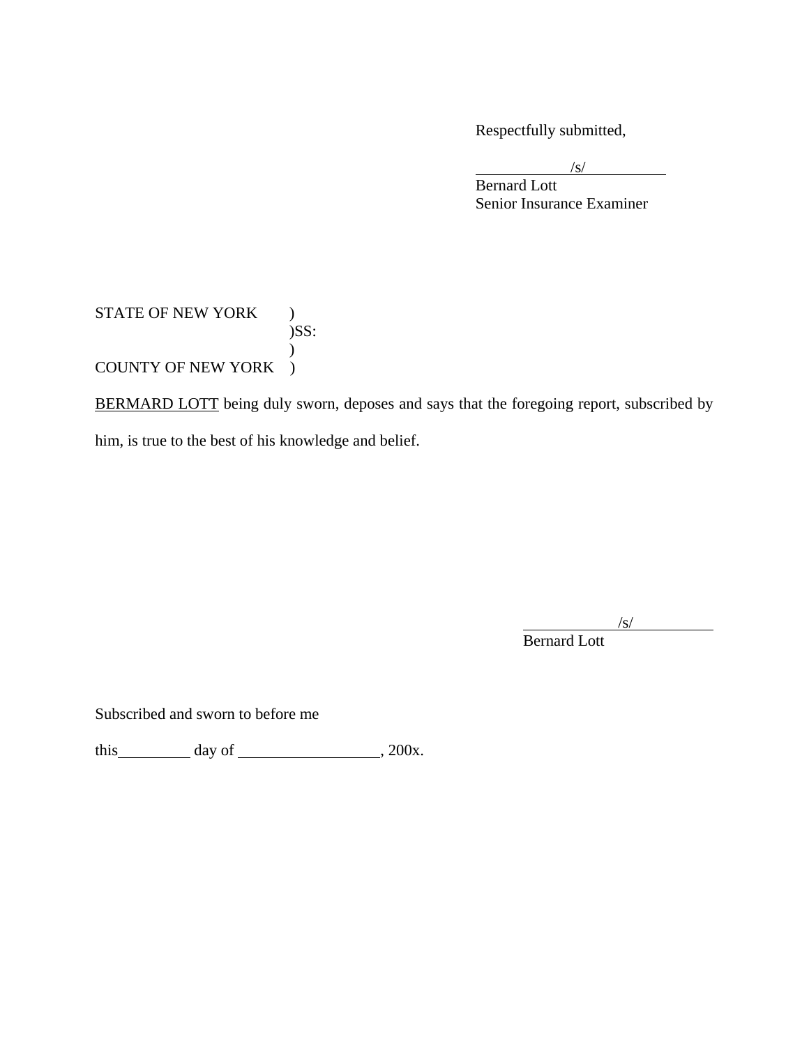Respectfully submitted,

/s/
Bernard Lott
Senior Insurance Examiner

STATE OF NEW YORK )
)SS:
)
COUNTY OF NEW YORK )

BERMARD LOTT being duly sworn, deposes and says that the foregoing report, subscribed by him, is true to the best of his knowledge and belief.

/s/
Bernard Lott

Subscribed and sworn to before me

this\_\_\_\_\_\_\_\_\_\_ day of \_\_\_\_\_\_\_\_\_\_\_\_\_\_\_\_\_\_, 200x.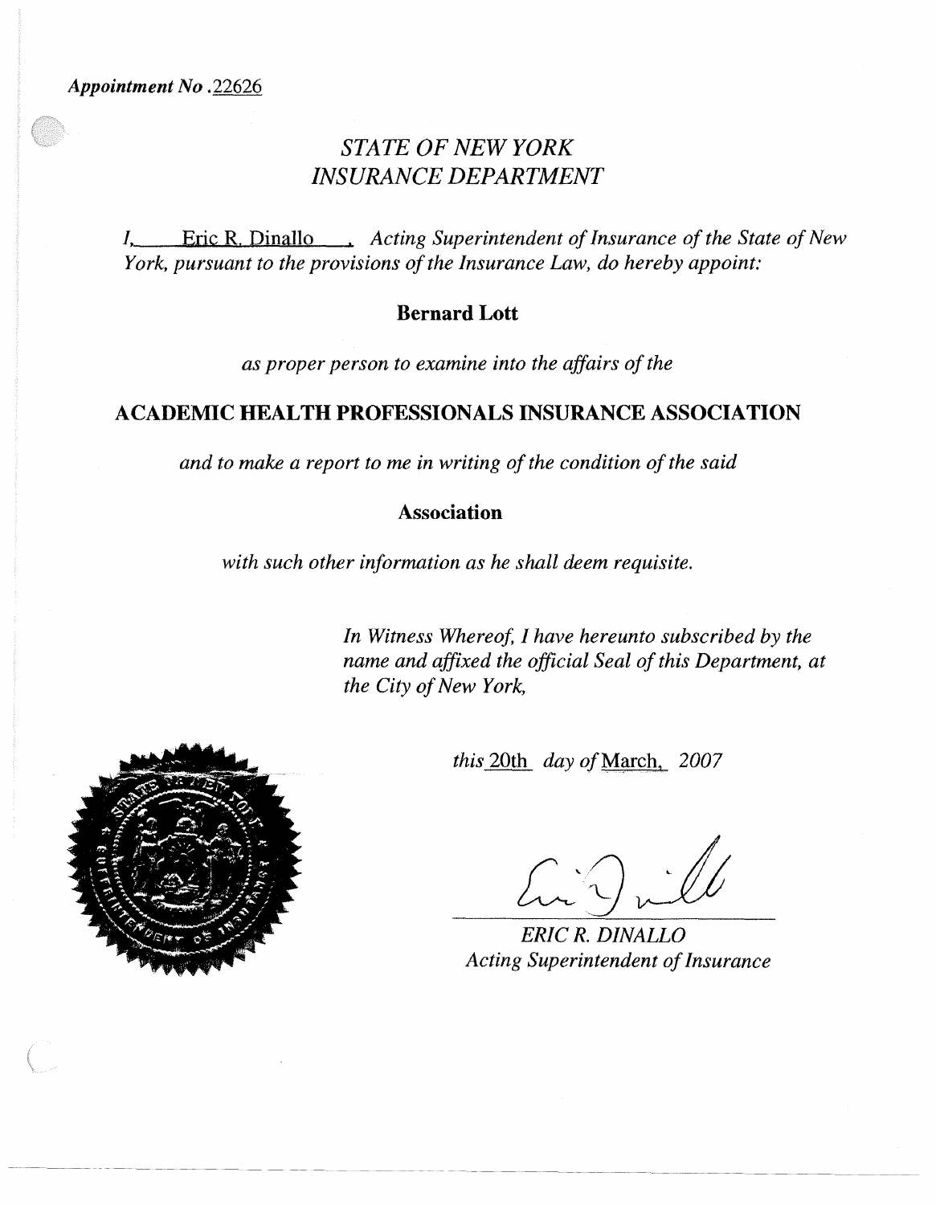*Appointment No .*22626

# *STATE OF NEW YORK*
## *INSURANCE DEPARTMENT*

*I,* Eric R. Dinallo *, Acting Superintendent of Insurance of the State of New York, pursuant to the provisions of the Insurance Law, do hereby appoint:*

**Bernard Lott**

*as proper person to examine into the affairs of the*

**ACADEMIC HEALTH PROFESSIONALS INSURANCE ASSOCIATION**

*and to make a report to me in writing of the condition of the said*

**Association**

*with such other information as he shall deem requisite.*

*In Witness Whereof, I have hereunto subscribed by the name and affixed the official Seal of this Department, at the City of New York,*

*this* 20th *day of* March, *2007*

*ERIC R. DINALLO*
*Acting Superintendent of Insurance*